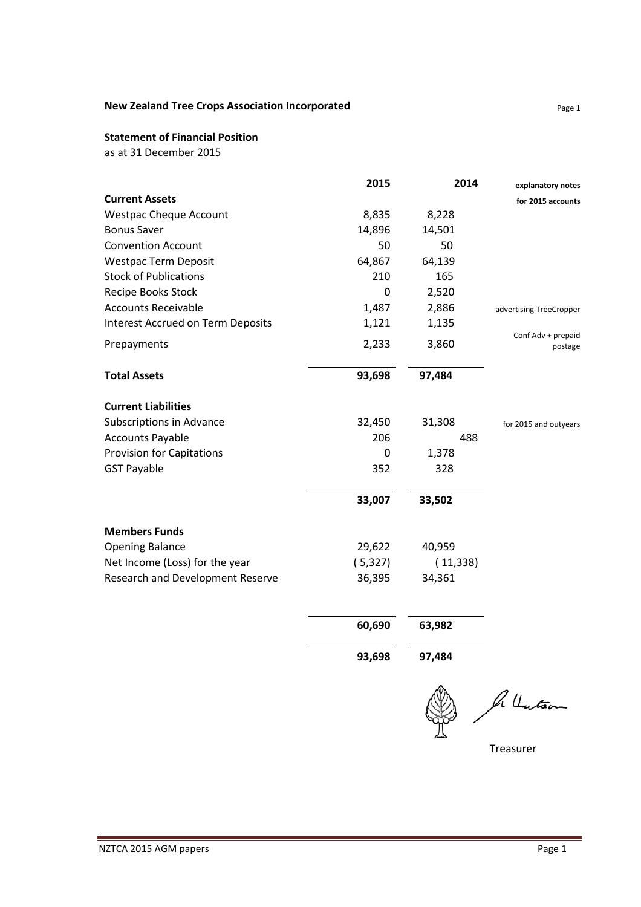**New Zealand Tree Crops Association Incorporated**

**Statement of Financial Position**
as at 31 December 2015

| | 2015 | 2014 | explanatory notes for 2015 accounts |
|---|---|---|---|
| **Current Assets** | | | |
| Westpac Cheque Account | 8,835 | 8,228 | |
| Bonus Saver | 14,896 | 14,501 | |
| Convention Account | 50 | 50 | |
| Westpac Term Deposit | 64,867 | 64,139 | |
| Stock of Publications | 210 | 165 | |
| Recipe Books Stock | 0 | 2,520 | |
| Accounts Receivable | 1,487 | 2,886 | advertising TreeCropper |
| Interest Accrued on Term Deposits | 1,121 | 1,135 | |
| Prepayments | 2,233 | 3,860 | Conf Adv + prepaid postage |
| **Total Assets** | **93,698** | **97,484** | |
| **Current Liabilities** | | | |
| Subscriptions in Advance | 32,450 | 31,308 | for 2015 and outyears |
| Accounts Payable | 206 | 488 | |
| Provision for Capitations | 0 | 1,378 | |
| GST Payable | 352 | 328 | |
| | **33,007** | **33,502** | |
| **Members Funds** | | | |
| Opening Balance | 29,622 | 40,959 | |
| Net Income (Loss) for the year | ( 5,327) | ( 11,338) | |
| Research and Development Reserve | 36,395 | 34,361 | |
| | **60,690** | **63,982** | |
| | **93,698** | **97,484** | |

Treasurer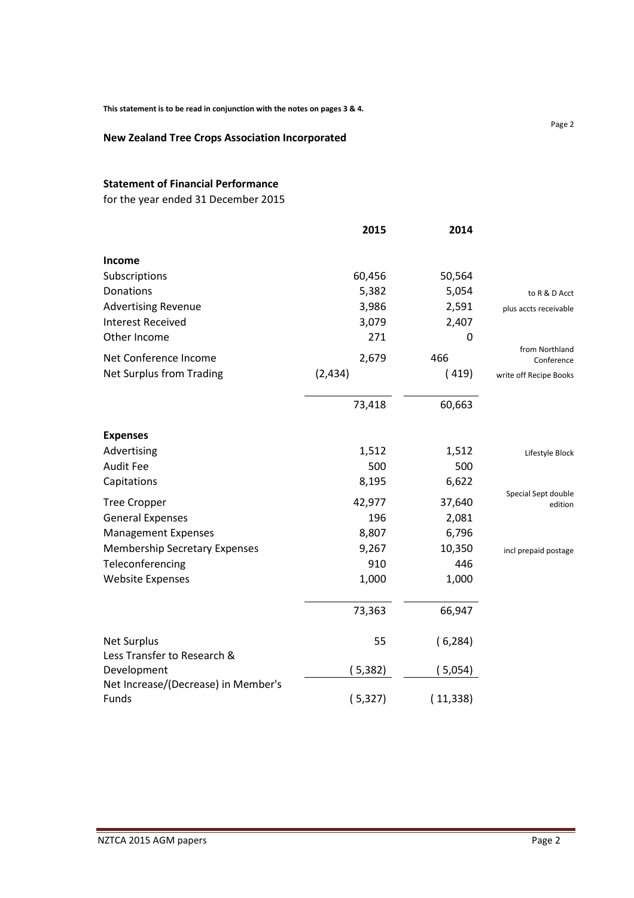**This statement is to be read in conjunction with the notes on pages 3 & 4.**

**New Zealand Tree Crops Association Incorporated**

**Statement of Financial Performance**

for the year ended 31 December 2015

| | 2015 | 2014 | |
|---|---|---|---|
| **Income** | | | |
| Subscriptions | 60,456 | 50,564 | |
| Donations | 5,382 | 5,054 | to R & D Acct |
| Advertising Revenue | 3,986 | 2,591 | plus accts receivable |
| Interest Received | 3,079 | 2,407 | |
| Other Income | 271 | 0 | |
| Net Conference Income | 2,679 | 466 | from Northland Conference |
| Net Surplus from Trading | (2,434) | ( 419) | write off Recipe Books |
| | 73,418 | 60,663 | |
| **Expenses** | | | |
| Advertising | 1,512 | 1,512 | Lifestyle Block |
| Audit Fee | 500 | 500 | |
| Capitations | 8,195 | 6,622 | |
| Tree Cropper | 42,977 | 37,640 | Special Sept double edition |
| General Expenses | 196 | 2,081 | |
| Management Expenses | 8,807 | 6,796 | |
| Membership Secretary Expenses | 9,267 | 10,350 | incl prepaid postage |
| Teleconferencing | 910 | 446 | |
| Website Expenses | 1,000 | 1,000 | |
| | 73,363 | 66,947 | |
| Net Surplus | 55 | ( 6,284) | |
| Less Transfer to Research & Development | ( 5,382) | ( 5,054) | |
| Net Increase/(Decrease) in Member's Funds | ( 5,327) | ( 11,338) | |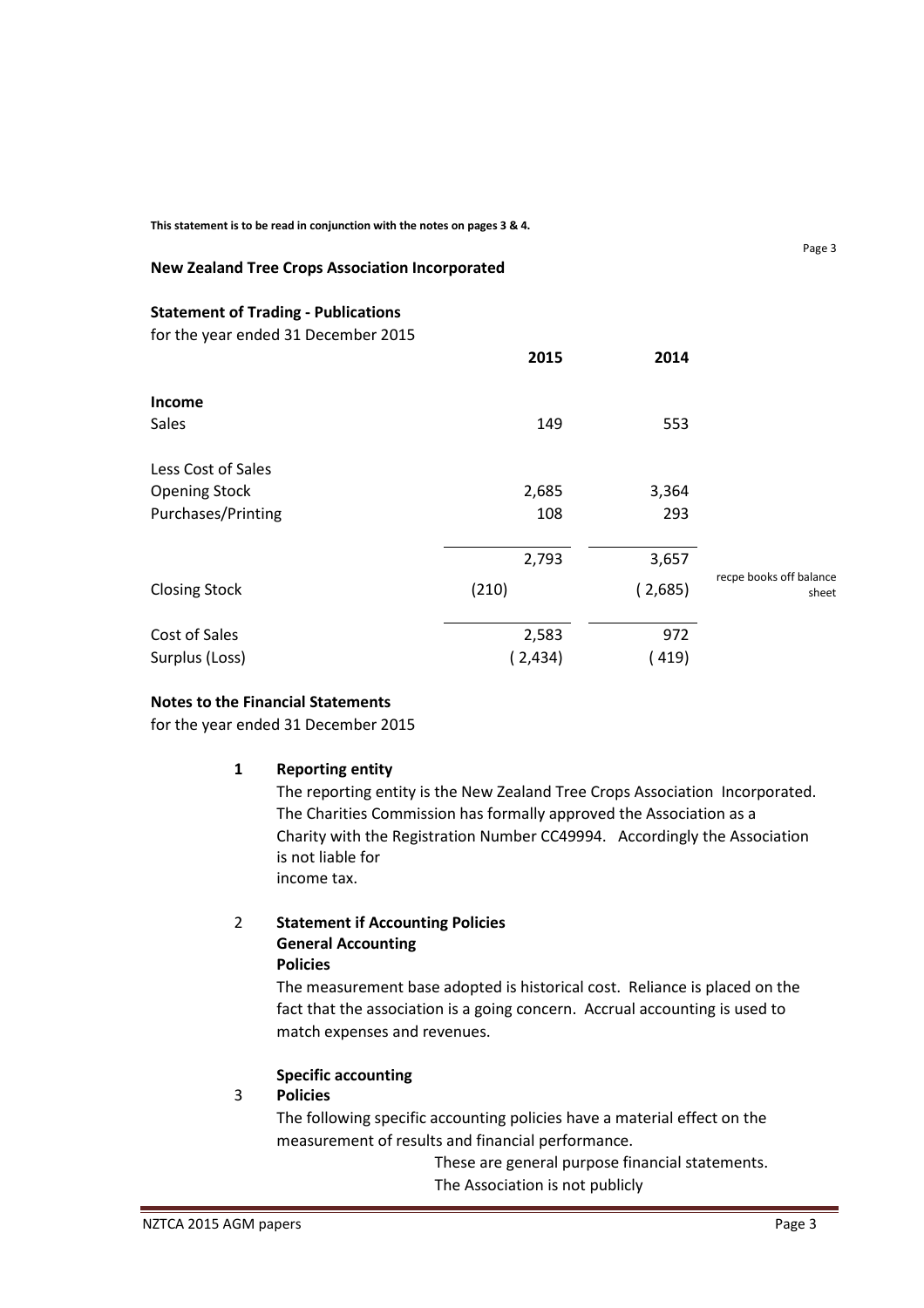This statement is to be read in conjunction with the notes on pages 3 & 4.

**New Zealand Tree Crops Association Incorporated**

**Statement of Trading - Publications**

for the year ended 31 December 2015

| | 2015 | 2014 | |
|---|---|---|---|
| **Income** | | | |
| Sales | 149 | 553 | |
| | | | |
| Less Cost of Sales | | | |
| Opening Stock | 2,685 | 3,364 | |
| Purchases/Printing | 108 | 293 | |
| | 2,793 | 3,657 | |
| Closing Stock | (210) | ( 2,685) | recpe books off balance sheet |
| Cost of Sales | 2,583 | 972 | |
| Surplus (Loss) | ( 2,434) | ( 419) | |

**Notes to the Financial Statements**

for the year ended 31 December 2015

**1 Reporting entity**

The reporting entity is the New Zealand Tree Crops Association Incorporated. The Charities Commission has formally approved the Association as a Charity with the Registration Number CC49994. Accordingly the Association is not liable for income tax.

2 **Statement if Accounting Policies**
**General Accounting Policies**

The measurement base adopted is historical cost. Reliance is placed on the fact that the association is a going concern. Accrual accounting is used to match expenses and revenues.

3 **Specific accounting Policies**

The following specific accounting policies have a material effect on the measurement of results and financial performance.

These are general purpose financial statements.

The Association is not publicly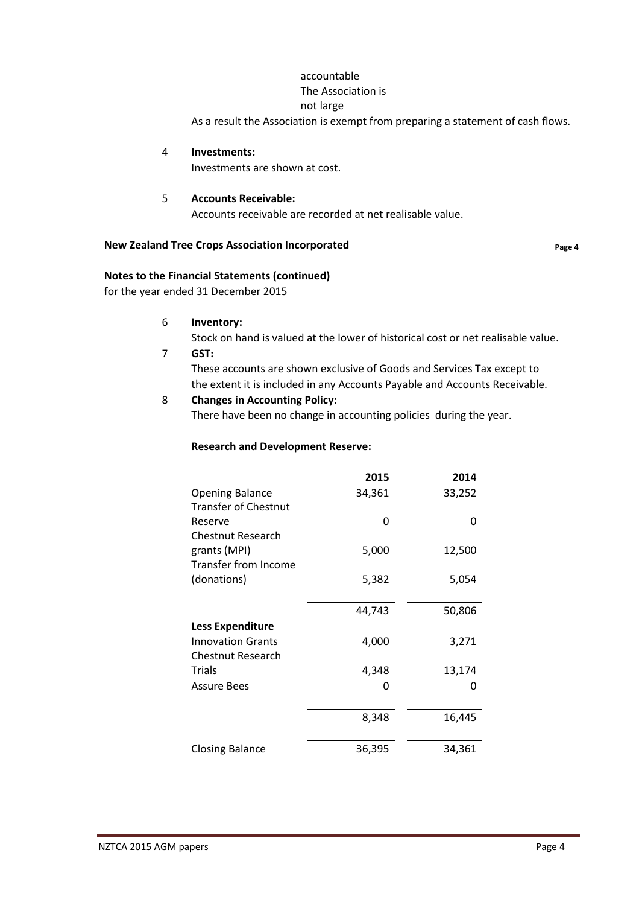accountable
The Association is
not large

As a result the Association is exempt from preparing a statement of cash flows.

4 **Investments:**
Investments are shown at cost.

5 **Accounts Receivable:**
Accounts receivable are recorded at net realisable value.

**New Zealand Tree Crops Association Incorporated**

**Notes to the Financial Statements (continued)**
for the year ended 31 December 2015

6 **Inventory:**
Stock on hand is valued at the lower of historical cost or net realisable value.

7 **GST:**
These accounts are shown exclusive of Goods and Services Tax except to the extent it is included in any Accounts Payable and Accounts Receivable.

8 **Changes in Accounting Policy:**
There have been no change in accounting policies during the year.

**Research and Development Reserve:**

| | 2015 | 2014 |
|---|---|---|
| Opening Balance | 34,361 | 33,252 |
| Transfer of Chestnut Reserve | 0 | 0 |
| Chestnut Research grants (MPI) | 5,000 | 12,500 |
| Transfer from Income (donations) | 5,382 | 5,054 |
| | 44,743 | 50,806 |
| **Less Expenditure** | | |
| Innovation Grants | 4,000 | 3,271 |
| Chestnut Research Trials | 4,348 | 13,174 |
| Assure Bees | 0 | 0 |
| | 8,348 | 16,445 |
| Closing Balance | 36,395 | 34,361 |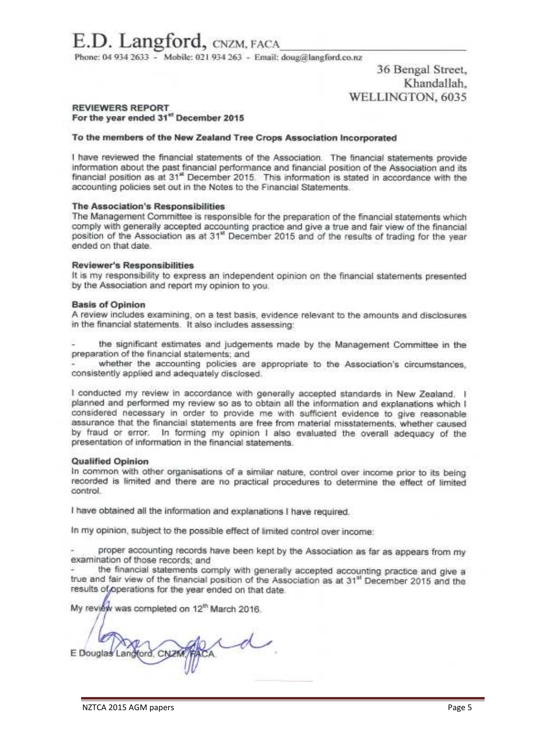# E.D. Langford, CNZM, FACA

Phone: 04 934 2633 - Mobile: 021 934 263 - Email: doug@langford.co.nz

36 Bengal Street,
Khandallah,
WELLINGTON, 6035

**REVIEWERS REPORT**
**For the year ended 31st December 2015**

**To the members of the New Zealand Tree Crops Association Incorporated**

I have reviewed the financial statements of the Association. The financial statements provide information about the past financial performance and financial position of the Association and its financial position as at 31st December 2015. This information is stated in accordance with the accounting policies set out in the Notes to the Financial Statements.

**The Association's Responsibilities**

The Management Committee is responsible for the preparation of the financial statements which comply with generally accepted accounting practice and give a true and fair view of the financial position of the Association as at 31st December 2015 and of the results of trading for the year ended on that date.

**Reviewer's Responsibilities**

It is my responsibility to express an independent opinion on the financial statements presented by the Association and report my opinion to you.

**Basis of Opinion**

A review includes examining, on a test basis, evidence relevant to the amounts and disclosures in the financial statements. It also includes assessing:

- the significant estimates and judgements made by the Management Committee in the preparation of the financial statements; and
- whether the accounting policies are appropriate to the Association's circumstances, consistently applied and adequately disclosed.

I conducted my review in accordance with generally accepted standards in New Zealand. I planned and performed my review so as to obtain all the information and explanations which I considered necessary in order to provide me with sufficient evidence to give reasonable assurance that the financial statements are free from material misstatements, whether caused by fraud or error. In forming my opinion I also evaluated the overall adequacy of the presentation of information in the financial statements.

**Qualified Opinion**

In common with other organisations of a similar nature, control over income prior to its being recorded is limited and there are no practical procedures to determine the effect of limited control.

I have obtained all the information and explanations I have required.

In my opinion, subject to the possible effect of limited control over income:

- proper accounting records have been kept by the Association as far as appears from my examination of those records; and
- the financial statements comply with generally accepted accounting practice and give a true and fair view of the financial position of the Association as at 31st December 2015 and the results of operations for the year ended on that date.

My review was completed on 12th March 2016.

E Douglas Langford, CNZM, FACA.